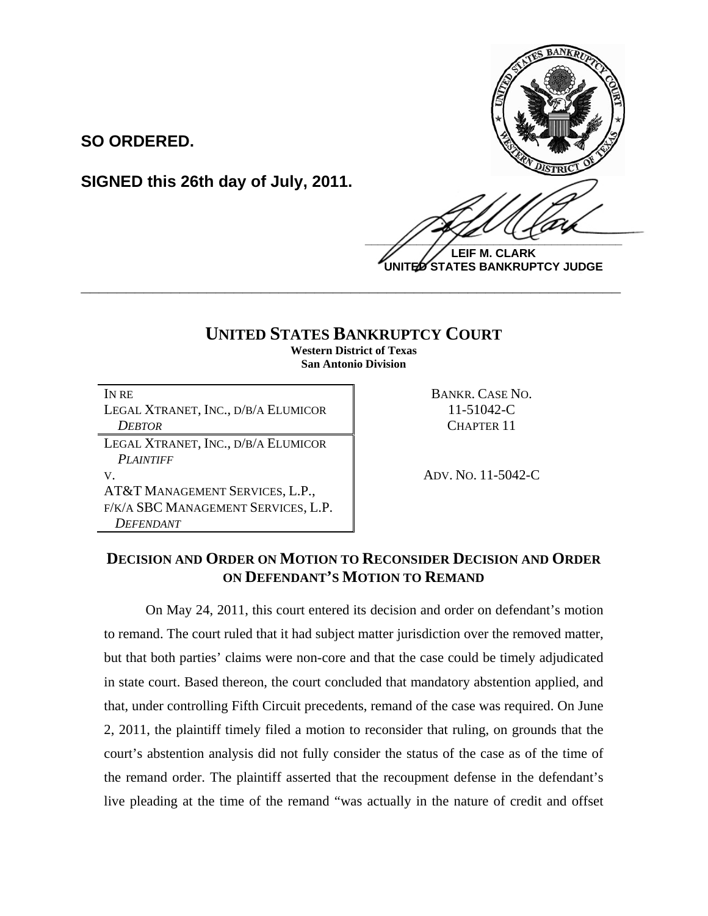**SO ORDERED.**

**SIGNED this 26th day of July, 2011.**

**LEIF M. CLARK**
**UNITED STATES BANKRUPTCY JUDGE**

---

# UNITED STATES BANKRUPTCY COURT

**Western District of Texas**
**San Antonio Division**

| | |
|---|---|
| IN RE<br>LEGAL XTRANET, INC., D/B/A ELUMICOR<br>*DEBTOR* | BANKR. CASE NO.<br>11-51042-C<br>CHAPTER 11 |
| LEGAL XTRANET, INC., D/B/A ELUMICOR<br>*PLAINTIFF*<br>V.<br>AT&T MANAGEMENT SERVICES, L.P.,<br>F/K/A SBC MANAGEMENT SERVICES, L.P.<br>*DEFENDANT* | ADV. NO. 11-5042-C |

## DECISION AND ORDER ON MOTION TO RECONSIDER DECISION AND ORDER ON DEFENDANT'S MOTION TO REMAND

On May 24, 2011, this court entered its decision and order on defendant's motion to remand. The court ruled that it had subject matter jurisdiction over the removed matter, but that both parties' claims were non-core and that the case could be timely adjudicated in state court. Based thereon, the court concluded that mandatory abstention applied, and that, under controlling Fifth Circuit precedents, remand of the case was required. On June 2, 2011, the plaintiff timely filed a motion to reconsider that ruling, on grounds that the court's abstention analysis did not fully consider the status of the case as of the time of the remand order. The plaintiff asserted that the recoupment defense in the defendant's live pleading at the time of the remand "was actually in the nature of credit and offset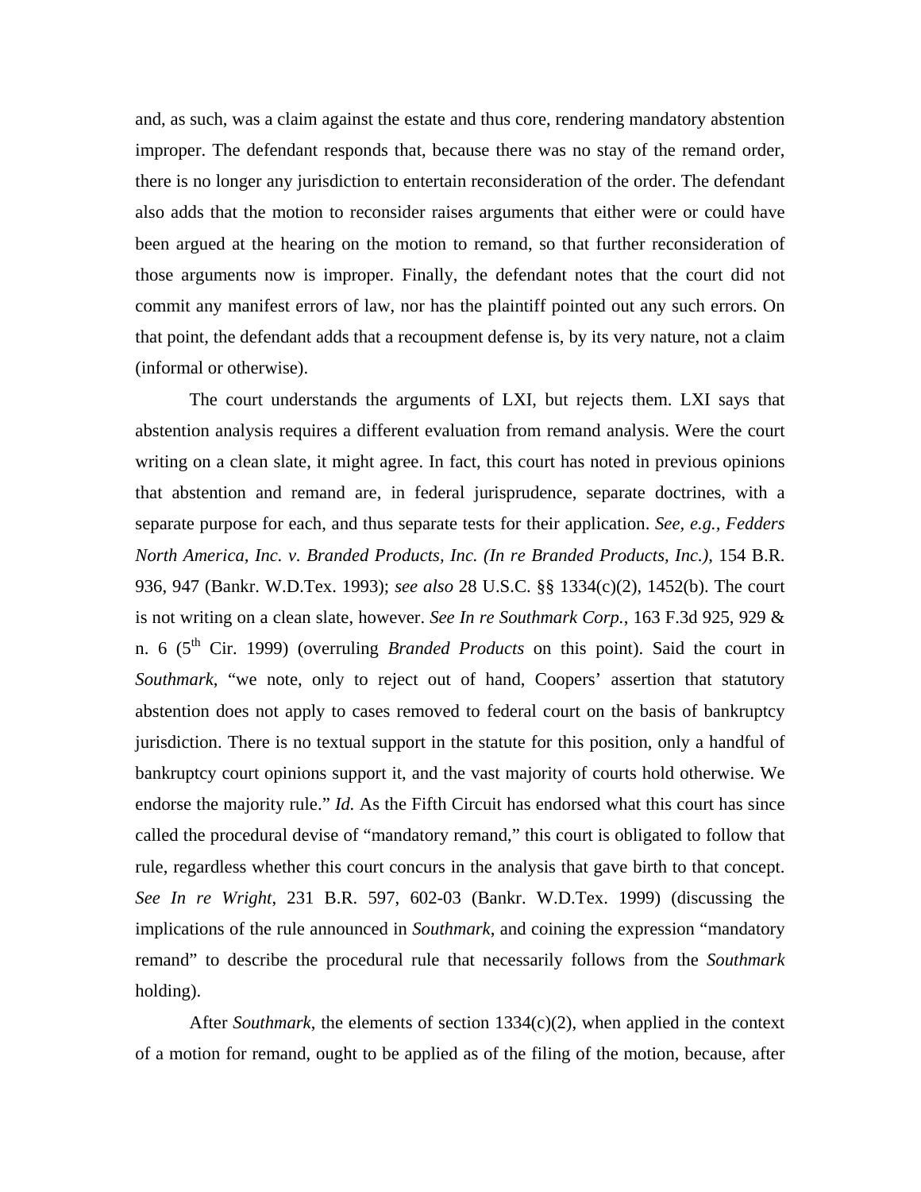and, as such, was a claim against the estate and thus core, rendering mandatory abstention improper. The defendant responds that, because there was no stay of the remand order, there is no longer any jurisdiction to entertain reconsideration of the order. The defendant also adds that the motion to reconsider raises arguments that either were or could have been argued at the hearing on the motion to remand, so that further reconsideration of those arguments now is improper. Finally, the defendant notes that the court did not commit any manifest errors of law, nor has the plaintiff pointed out any such errors. On that point, the defendant adds that a recoupment defense is, by its very nature, not a claim (informal or otherwise).

The court understands the arguments of LXI, but rejects them. LXI says that abstention analysis requires a different evaluation from remand analysis. Were the court writing on a clean slate, it might agree. In fact, this court has noted in previous opinions that abstention and remand are, in federal jurisprudence, separate doctrines, with a separate purpose for each, and thus separate tests for their application. *See, e.g., Fedders North America, Inc. v. Branded Products, Inc. (In re Branded Products, Inc.),* 154 B.R. 936, 947 (Bankr. W.D.Tex. 1993); *see also* 28 U.S.C. §§ 1334(c)(2), 1452(b). The court is not writing on a clean slate, however. *See In re Southmark Corp.*, 163 F.3d 925, 929 & n. 6 (5th Cir. 1999) (overruling *Branded Products* on this point). Said the court in *Southmark*, "we note, only to reject out of hand, Coopers' assertion that statutory abstention does not apply to cases removed to federal court on the basis of bankruptcy jurisdiction. There is no textual support in the statute for this position, only a handful of bankruptcy court opinions support it, and the vast majority of courts hold otherwise. We endorse the majority rule." *Id.* As the Fifth Circuit has endorsed what this court has since called the procedural devise of "mandatory remand," this court is obligated to follow that rule, regardless whether this court concurs in the analysis that gave birth to that concept. *See In re Wright*, 231 B.R. 597, 602-03 (Bankr. W.D.Tex. 1999) (discussing the implications of the rule announced in *Southmark*, and coining the expression "mandatory remand" to describe the procedural rule that necessarily follows from the *Southmark* holding).

After *Southmark*, the elements of section 1334(c)(2), when applied in the context of a motion for remand, ought to be applied as of the filing of the motion, because, after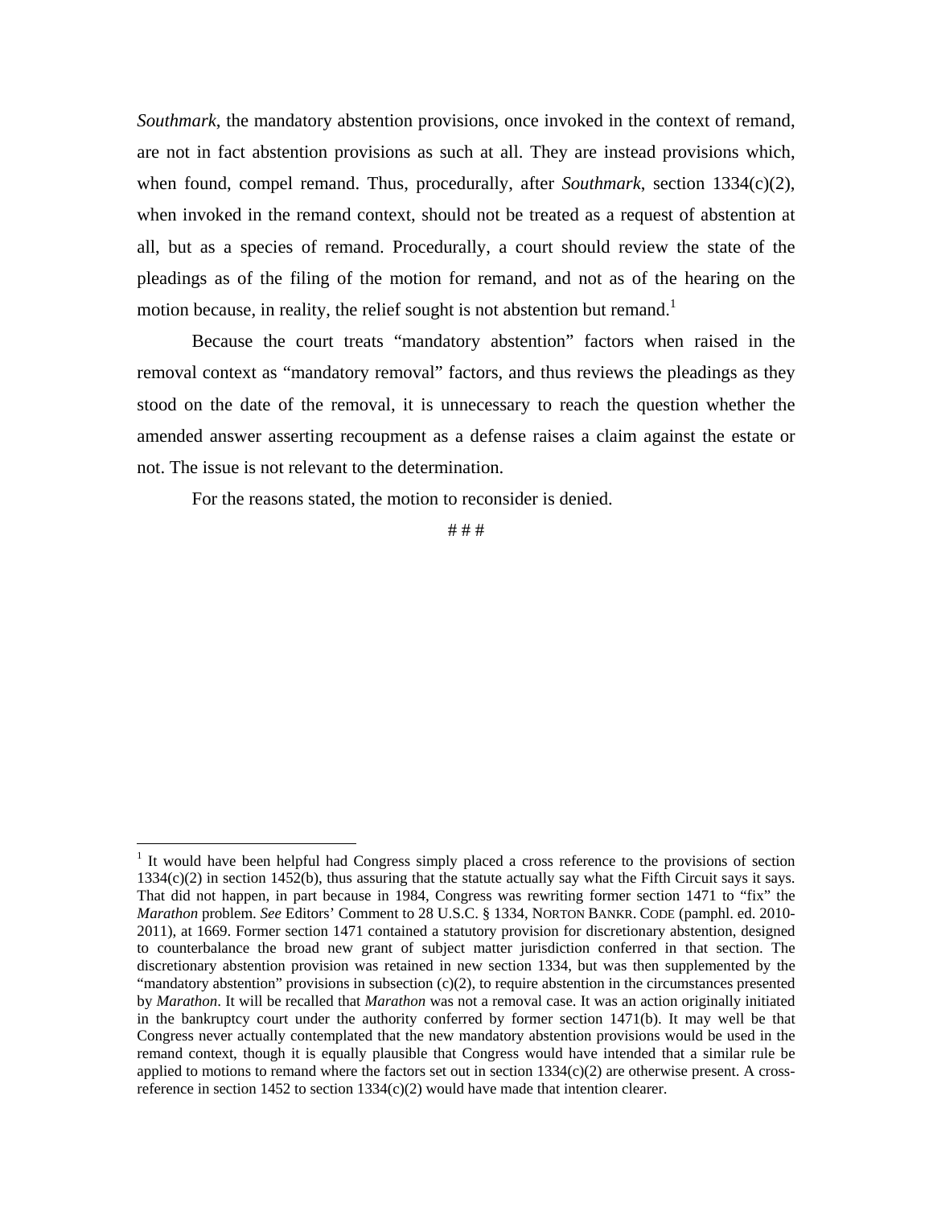*Southmark*, the mandatory abstention provisions, once invoked in the context of remand, are not in fact abstention provisions as such at all. They are instead provisions which, when found, compel remand. Thus, procedurally, after *Southmark*, section 1334(c)(2), when invoked in the remand context, should not be treated as a request of abstention at all, but as a species of remand. Procedurally, a court should review the state of the pleadings as of the filing of the motion for remand, and not as of the hearing on the motion because, in reality, the relief sought is not abstention but remand.[1]

Because the court treats "mandatory abstention" factors when raised in the removal context as "mandatory removal" factors, and thus reviews the pleadings as they stood on the date of the removal, it is unnecessary to reach the question whether the amended answer asserting recoupment as a defense raises a claim against the estate or not. The issue is not relevant to the determination.

For the reasons stated, the motion to reconsider is denied.

# # #

---

[1] It would have been helpful had Congress simply placed a cross reference to the provisions of section 1334(c)(2) in section 1452(b), thus assuring that the statute actually say what the Fifth Circuit says it says. That did not happen, in part because in 1984, Congress was rewriting former section 1471 to "fix" the *Marathon* problem. *See* Editors' Comment to 28 U.S.C. § 1334, NORTON BANKR. CODE (pamphl. ed. 2010-2011), at 1669. Former section 1471 contained a statutory provision for discretionary abstention, designed to counterbalance the broad new grant of subject matter jurisdiction conferred in that section. The discretionary abstention provision was retained in new section 1334, but was then supplemented by the "mandatory abstention" provisions in subsection (c)(2), to require abstention in the circumstances presented by *Marathon*. It will be recalled that *Marathon* was not a removal case. It was an action originally initiated in the bankruptcy court under the authority conferred by former section 1471(b). It may well be that Congress never actually contemplated that the new mandatory abstention provisions would be used in the remand context, though it is equally plausible that Congress would have intended that a similar rule be applied to motions to remand where the factors set out in section 1334(c)(2) are otherwise present. A cross-reference in section 1452 to section 1334(c)(2) would have made that intention clearer.